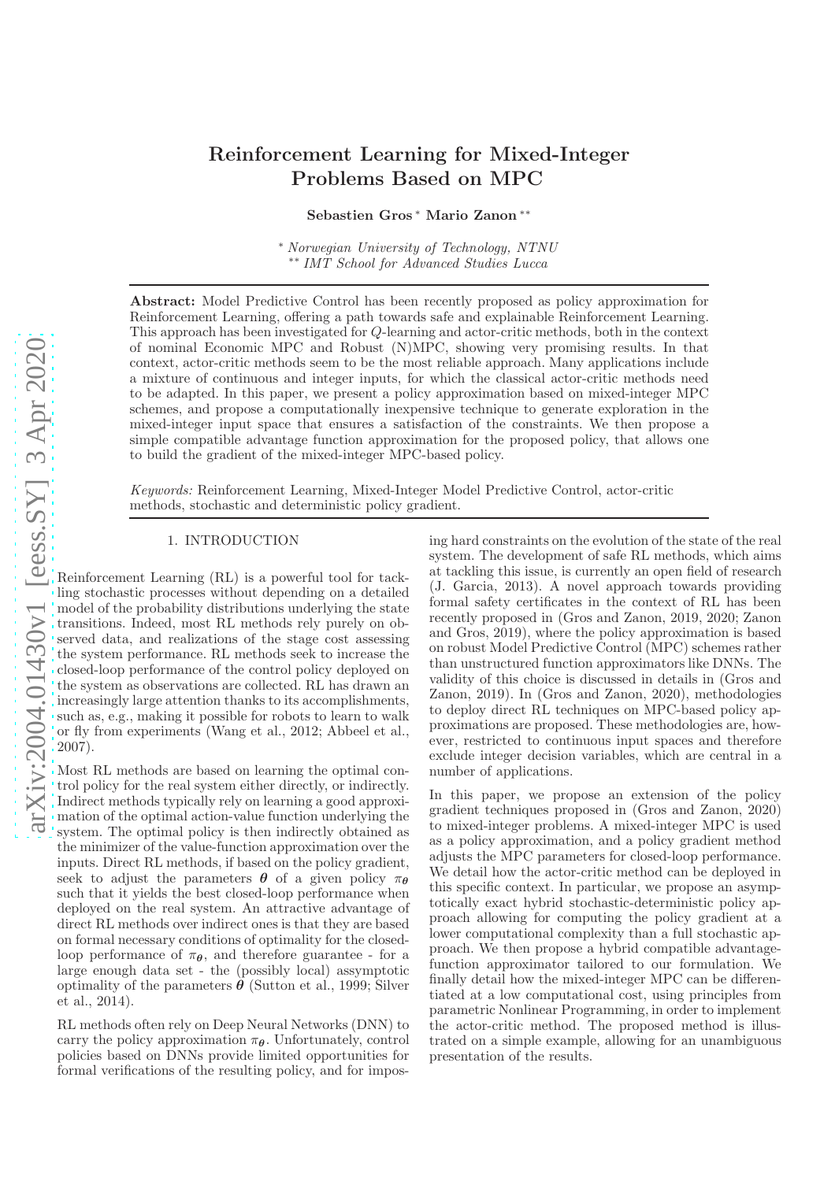# Reinforcement Learning for Mixed-Integer Problems Based on MPC

**Sebastien Gros** [*] **Mario Zanon** [**]

[*] *Norwegian University of Technology, NTNU*
[**] *IMT School for Advanced Studies Lucca*

**Abstract:** Model Predictive Control has been recently proposed as policy approximation for Reinforcement Learning, offering a path towards safe and explainable Reinforcement Learning. This approach has been investigated for $Q$-learning and actor-critic methods, both in the context of nominal Economic MPC and Robust (N)MPC, showing very promising results. In that context, actor-critic methods seem to be the most reliable approach. Many applications include a mixture of continuous and integer inputs, for which the classical actor-critic methods need to be adapted. In this paper, we present a policy approximation based on mixed-integer MPC schemes, and propose a computationally inexpensive technique to generate exploration in the mixed-integer input space that ensures a satisfaction of the constraints. We then propose a simple compatible advantage function approximation for the proposed policy, that allows one to build the gradient of the mixed-integer MPC-based policy.

*Keywords:* Reinforcement Learning, Mixed-Integer Model Predictive Control, actor-critic methods, stochastic and deterministic policy gradient.

## 1. INTRODUCTION

Reinforcement Learning (RL) is a powerful tool for tackling stochastic processes without depending on a detailed model of the probability distributions underlying the state transitions. Indeed, most RL methods rely purely on observed data, and realizations of the stage cost assessing the system performance. RL methods seek to increase the closed-loop performance of the control policy deployed on the system as observations are collected. RL has drawn an increasingly large attention thanks to its accomplishments, such as, e.g., making it possible for robots to learn to walk or fly from experiments (Wang et al., 2012; Abbeel et al., 2007).

Most RL methods are based on learning the optimal control policy for the real system either directly, or indirectly. Indirect methods typically rely on learning a good approximation of the optimal action-value function underlying the system. The optimal policy is then indirectly obtained as the minimizer of the value-function approximation over the inputs. Direct RL methods, if based on the policy gradient, seek to adjust the parameters $\boldsymbol{\theta}$ of a given policy $\pi_{\boldsymbol{\theta}}$ such that it yields the best closed-loop performance when deployed on the real system. An attractive advantage of direct RL methods over indirect ones is that they are based on formal necessary conditions of optimality for the closed-loop performance of $\pi_{\boldsymbol{\theta}}$, and therefore guarantee - for a large enough data set - the (possibly local) assymptotic optimality of the parameters $\boldsymbol{\theta}$ (Sutton et al., 1999; Silver et al., 2014).

RL methods often rely on Deep Neural Networks (DNN) to carry the policy approximation $\pi_{\boldsymbol{\theta}}$. Unfortunately, control policies based on DNNs provide limited opportunities for formal verifications of the resulting policy, and for imposing hard constraints on the evolution of the state of the real system. The development of safe RL methods, which aims at tackling this issue, is currently an open field of research (J. Garcia, 2013). A novel approach towards providing formal safety certificates in the context of RL has been recently proposed in (Gros and Zanon, 2019, 2020; Zanon and Gros, 2019), where the policy approximation is based on robust Model Predictive Control (MPC) schemes rather than unstructured function approximators like DNNs. The validity of this choice is discussed in details in (Gros and Zanon, 2019). In (Gros and Zanon, 2020), methodologies to deploy direct RL techniques on MPC-based policy approximations are proposed. These methodologies are, however, restricted to continuous input spaces and therefore exclude integer decision variables, which are central in a number of applications.

In this paper, we propose an extension of the policy gradient techniques proposed in (Gros and Zanon, 2020) to mixed-integer problems. A mixed-integer MPC is used as a policy approximation, and a policy gradient method adjusts the MPC parameters for closed-loop performance. We detail how the actor-critic method can be deployed in this specific context. In particular, we propose an asymptotically exact hybrid stochastic-deterministic policy approach allowing for computing the policy gradient at a lower computational complexity than a full stochastic approach. We then propose a hybrid compatible advantage-function approximator tailored to our formulation. We finally detail how the mixed-integer MPC can be differentiated at a low computational cost, using principles from parametric Nonlinear Programming, in order to implement the actor-critic method. The proposed method is illustrated on a simple example, allowing for an unambiguous presentation of the results.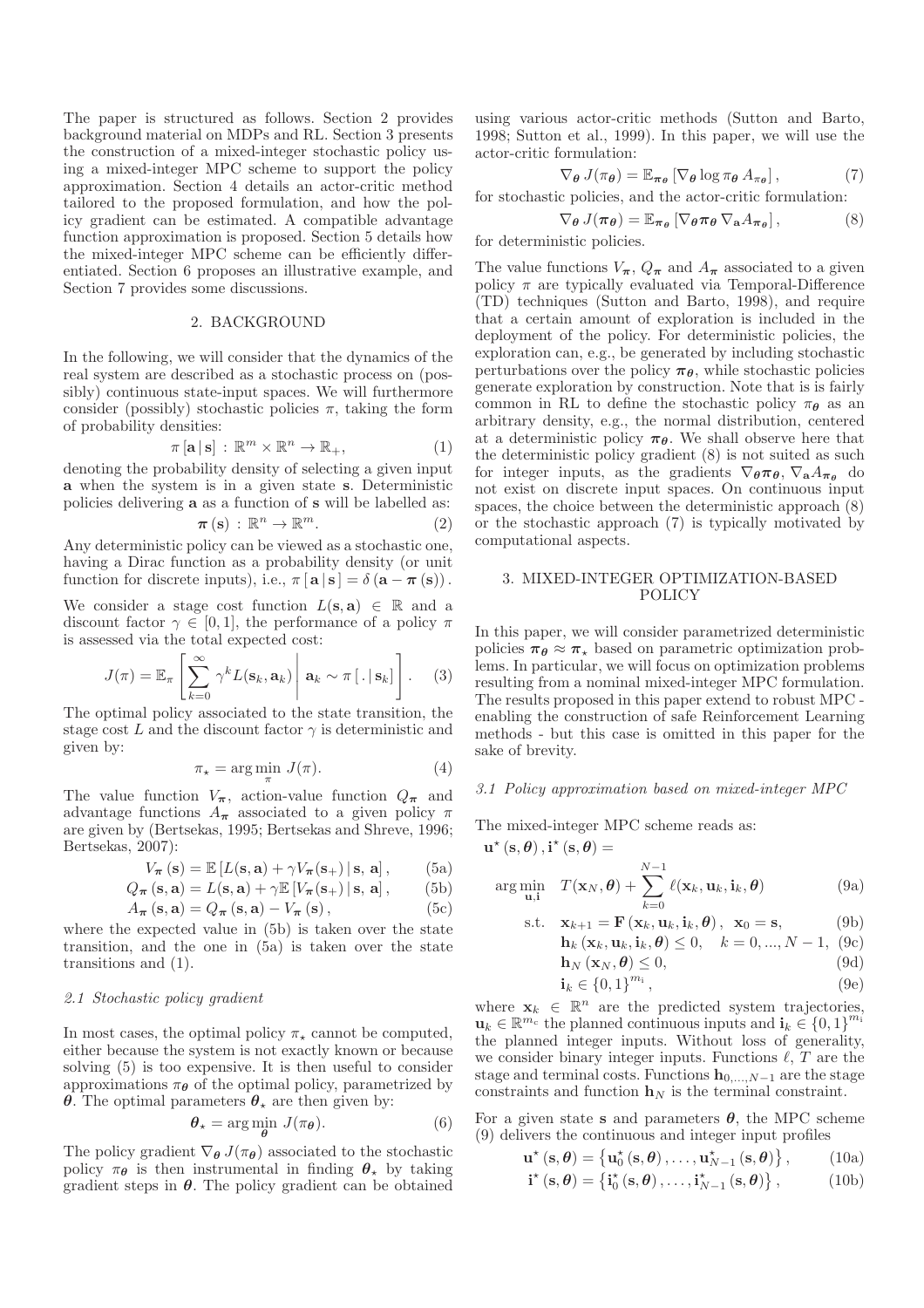The paper is structured as follows. Section 2 provides background material on MDPs and RL. Section 3 presents the construction of a mixed-integer stochastic policy using a mixed-integer MPC scheme to support the policy approximation. Section 4 details an actor-critic method tailored to the proposed formulation, and how the policy gradient can be estimated. A compatible advantage function approximation is proposed. Section 5 details how the mixed-integer MPC scheme can be efficiently differentiated. Section 6 proposes an illustrative example, and Section 7 provides some discussions.

## 2. BACKGROUND

In the following, we will consider that the dynamics of the real system are described as a stochastic process on (possibly) continuous state-input spaces. We will furthermore consider (possibly) stochastic policies $\pi$, taking the form of probability densities:

$$\pi\left[\mathbf{a}\,|\,\mathbf{s}\right]\,:\,\mathbb{R}^m\times\mathbb{R}^n\rightarrow\mathbb{R}_+, \tag{1}$$

denoting the probability density of selecting a given input $\mathbf{a}$ when the system is in a given state $\mathbf{s}$. Deterministic policies delivering $\mathbf{a}$ as a function of $\mathbf{s}$ will be labelled as:

$$\boldsymbol{\pi}\left(\mathbf{s}\right)\,:\,\mathbb{R}^n\rightarrow\mathbb{R}^m. \tag{2}$$

Any deterministic policy can be viewed as a stochastic one, having a Dirac function as a probability density (or unit function for discrete inputs), i.e., $\pi\left[\mathbf{a}\,|\,\mathbf{s}\right]=\delta\left(\mathbf{a}-\boldsymbol{\pi}\left(\mathbf{s}\right)\right)$.

We consider a stage cost function $L(\mathbf{s},\mathbf{a})\in\mathbb{R}$ and a discount factor $\gamma\in[0,1]$, the performance of a policy $\pi$ is assessed via the total expected cost:

$$J(\pi)=\mathbb{E}_{\pi}\left[\left.\sum_{k=0}^{\infty}\gamma^k L(\mathbf{s}_k,\mathbf{a}_k)\,\right|\,\mathbf{a}_k\sim\pi\left[\,.\,|\,\mathbf{s}_k\right]\right]. \tag{3}$$

The optimal policy associated to the state transition, the stage cost $L$ and the discount factor $\gamma$ is deterministic and given by:

$$\pi_\star=\arg\min_{\pi}\,J(\pi). \tag{4}$$

The value function $V_{\boldsymbol{\pi}}$, action-value function $Q_{\boldsymbol{\pi}}$ and advantage functions $A_{\boldsymbol{\pi}}$ associated to a given policy $\pi$ are given by (Bertsekas, 1995; Bertsekas and Shreve, 1996; Bertsekas, 2007):

$$V_{\boldsymbol{\pi}}\left(\mathbf{s}\right)=\mathbb{E}\left[L(\mathbf{s},\mathbf{a})+\gamma V_{\boldsymbol{\pi}}(\mathbf{s}_+)\,|\,\mathbf{s},\,\mathbf{a}\right], \tag{5a}$$

$$Q_{\boldsymbol{\pi}}\left(\mathbf{s},\mathbf{a}\right)=L(\mathbf{s},\mathbf{a})+\gamma\mathbb{E}\left[V_{\boldsymbol{\pi}}(\mathbf{s}_+)\,|\,\mathbf{s},\,\mathbf{a}\right], \tag{5b}$$

$$A_{\boldsymbol{\pi}}\left(\mathbf{s},\mathbf{a}\right)=Q_{\boldsymbol{\pi}}\left(\mathbf{s},\mathbf{a}\right)-V_{\boldsymbol{\pi}}\left(\mathbf{s}\right), \tag{5c}$$

where the expected value in (5b) is taken over the state transition, and the one in (5a) is taken over the state transitions and (1).

### 2.1 Stochastic policy gradient

In most cases, the optimal policy $\pi_\star$ cannot be computed, either because the system is not exactly known or because solving (5) is too expensive. It is then useful to consider approximations $\pi_{\boldsymbol{\theta}}$ of the optimal policy, parametrized by $\boldsymbol{\theta}$. The optimal parameters $\boldsymbol{\theta}_\star$ are then given by:

$$\boldsymbol{\theta}_\star=\arg\min_{\boldsymbol{\theta}}\,J(\pi_{\boldsymbol{\theta}}). \tag{6}$$

The policy gradient $\nabla_{\boldsymbol{\theta}}\,J(\pi_{\boldsymbol{\theta}})$ associated to the stochastic policy $\pi_{\boldsymbol{\theta}}$ is then instrumental in finding $\boldsymbol{\theta}_\star$ by taking gradient steps in $\boldsymbol{\theta}$. The policy gradient can be obtained using various actor-critic methods (Sutton and Barto, 1998; Sutton et al., 1999). In this paper, we will use the actor-critic formulation:

$$\nabla_{\boldsymbol{\theta}}\,J(\pi_{\boldsymbol{\theta}})=\mathbb{E}_{\boldsymbol{\pi_\theta}}\left[\nabla_{\boldsymbol{\theta}}\log\pi_{\boldsymbol{\theta}}\,A_{\boldsymbol{\pi_\theta}}\right], \tag{7}$$

for stochastic policies, and the actor-critic formulation:

$$\nabla_{\boldsymbol{\theta}}\,J(\boldsymbol{\pi_\theta})=\mathbb{E}_{\boldsymbol{\pi_\theta}}\left[\nabla_{\boldsymbol{\theta}}\boldsymbol{\pi_\theta}\,\nabla_{\mathbf{a}}A_{\boldsymbol{\pi_\theta}}\right], \tag{8}$$

for deterministic policies.

The value functions $V_{\boldsymbol{\pi}}$, $Q_{\boldsymbol{\pi}}$ and $A_{\boldsymbol{\pi}}$ associated to a given policy $\pi$ are typically evaluated via Temporal-Difference (TD) techniques (Sutton and Barto, 1998), and require that a certain amount of exploration is included in the deployment of the policy. For deterministic policies, the exploration can, e.g., be generated by including stochastic perturbations over the policy $\boldsymbol{\pi_\theta}$, while stochastic policies generate exploration by construction. Note that is is fairly common in RL to define the stochastic policy $\pi_{\boldsymbol{\theta}}$ as an arbitrary density, e.g., the normal distribution, centered at a deterministic policy $\boldsymbol{\pi_\theta}$. We shall observe here that the deterministic policy gradient (8) is not suited as such for integer inputs, as the gradients $\nabla_{\boldsymbol{\theta}}\boldsymbol{\pi_\theta}$, $\nabla_{\mathbf{a}}A_{\boldsymbol{\pi_\theta}}$ do not exist on discrete input spaces. On continuous input spaces, the choice between the deterministic approach (8) or the stochastic approach (7) is typically motivated by computational aspects.

## 3. MIXED-INTEGER OPTIMIZATION-BASED POLICY

In this paper, we will consider parametrized deterministic policies $\boldsymbol{\pi_\theta}\approx\boldsymbol{\pi}_\star$ based on parametric optimization problems. In particular, we will focus on optimization problems resulting from a nominal mixed-integer MPC formulation. The results proposed in this paper extend to robust MPC - enabling the construction of safe Reinforcement Learning methods - but this case is omitted in this paper for the sake of brevity.

### 3.1 Policy approximation based on mixed-integer MPC

The mixed-integer MPC scheme reads as:

$$\mathbf{u}^\star\left(\mathbf{s},\boldsymbol{\theta}\right),\mathbf{i}^\star\left(\mathbf{s},\boldsymbol{\theta}\right)=$$

$$\arg\min_{\mathbf{u},\mathbf{i}}\quad T(\mathbf{x}_N,\boldsymbol{\theta})+\sum_{k=0}^{N-1}\ell(\mathbf{x}_k,\mathbf{u}_k,\mathbf{i}_k,\boldsymbol{\theta}) \tag{9a}$$

$$\text{s.t.}\quad \mathbf{x}_{k+1}=\mathbf{F}\left(\mathbf{x}_k,\mathbf{u}_k,\mathbf{i}_k,\boldsymbol{\theta}\right),\;\;\mathbf{x}_0=\mathbf{s}, \tag{9b}$$

$$\mathbf{h}_k\left(\mathbf{x}_k,\mathbf{u}_k,\mathbf{i}_k,\boldsymbol{\theta}\right)\leq 0,\quad k=0,...,N-1, \tag{9c}$$

$$\mathbf{h}_N\left(\mathbf{x}_N,\boldsymbol{\theta}\right)\leq 0, \tag{9d}$$

$$\mathbf{i}_k\in\{0,1\}^{m_{\mathrm{i}}}, \tag{9e}$$

where $\mathbf{x}_k\in\mathbb{R}^n$ are the predicted system trajectories, $\mathbf{u}_k\in\mathbb{R}^{m_{\mathrm{c}}}$ the planned continuous inputs and $\mathbf{i}_k\in\{0,1\}^{m_{\mathrm{i}}}$ the planned integer inputs. Without loss of generality, we consider binary integer inputs. Functions $\ell$, $T$ are the stage and terminal costs. Functions $\mathbf{h}_{0,\ldots,N-1}$ are the stage constraints and function $\mathbf{h}_N$ is the terminal constraint.

For a given state $\mathbf{s}$ and parameters $\boldsymbol{\theta}$, the MPC scheme (9) delivers the continuous and integer input profiles

$$\mathbf{u}^\star\left(\mathbf{s},\boldsymbol{\theta}\right)=\left\{\mathbf{u}_0^\star\left(\mathbf{s},\boldsymbol{\theta}\right),\ldots,\mathbf{u}_{N-1}^\star\left(\mathbf{s},\boldsymbol{\theta}\right)\right\}, \tag{10a}$$

$$\mathbf{i}^\star\left(\mathbf{s},\boldsymbol{\theta}\right)=\left\{\mathbf{i}_0^\star\left(\mathbf{s},\boldsymbol{\theta}\right),\ldots,\mathbf{i}_{N-1}^\star\left(\mathbf{s},\boldsymbol{\theta}\right)\right\}, \tag{10b}$$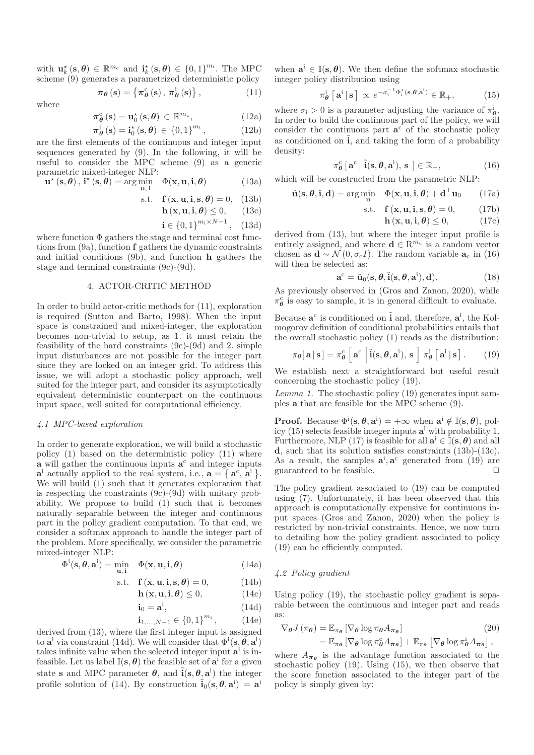with $\mathbf{u}_k^\star(\mathbf{s},\boldsymbol{\theta}) \in \mathbb{R}^{m_c}$ and $\mathbf{i}_k^\star(\mathbf{s},\boldsymbol{\theta}) \in \{0,1\}^{m_i}$. The MPC scheme (9) generates a parametrized deterministic policy

$$
\boldsymbol{\pi}_{\boldsymbol{\theta}}(\mathbf{s}) = \left\{ \boldsymbol{\pi}^{\mathrm{c}}_{\boldsymbol{\theta}}(\mathbf{s}),\, \boldsymbol{\pi}^{\mathrm{i}}_{\boldsymbol{\theta}}(\mathbf{s}) \right\}, \tag{11}
$$

where

$$
\boldsymbol{\pi}^{\mathrm{c}}_{\boldsymbol{\theta}}(\mathbf{s}) = \mathbf{u}_0^\star(\mathbf{s},\boldsymbol{\theta}) \in \mathbb{R}^{m_c}, \tag{12a}
$$

$$
\boldsymbol{\pi}^{\mathrm{i}}_{\boldsymbol{\theta}}(\mathbf{s}) = \mathbf{i}_0^\star(\mathbf{s},\boldsymbol{\theta}) \in \{0,1\}^{m_i}, \tag{12b}
$$

are the first elements of the continuous and integer input sequences generated by (9). In the following, it will be useful to consider the MPC scheme (9) as a generic parametric mixed-integer NLP:

$$
\begin{aligned}
\mathbf{u}^\star(\mathbf{s},\boldsymbol{\theta}),\, \mathbf{i}^\star(\mathbf{s},\boldsymbol{\theta}) = \arg\min_{\mathbf{u},\mathbf{i}} \quad & \Phi(\mathbf{x},\mathbf{u},\mathbf{i},\boldsymbol{\theta}) & \text{(13a)}\\
\text{s.t.} \quad & \mathbf{f}(\mathbf{x},\mathbf{u},\mathbf{i},\mathbf{s},\boldsymbol{\theta}) = 0, & \text{(13b)}\\
& \mathbf{h}(\mathbf{x},\mathbf{u},\mathbf{i},\boldsymbol{\theta}) \leq 0, & \text{(13c)}\\
& \mathbf{i} \in \{0,1\}^{m_i \times N-1}, & \text{(13d)}
\end{aligned}
$$

where function $\Phi$ gathers the stage and terminal cost functions from (9a), function $\mathbf{f}$ gathers the dynamic constraints and initial conditions (9b), and function $\mathbf{h}$ gathers the stage and terminal constraints (9c)-(9d).

## 4. ACTOR-CRITIC METHOD

In order to build actor-critic methods for (11), exploration is required (Sutton and Barto, 1998). When the input space is constrained and mixed-integer, the exploration becomes non-trivial to setup, as 1. it must retain the feasibility of the hard constraints (9c)-(9d) and 2. simple input disturbances are not possible for the integer part since they are locked on an integer grid. To address this issue, we will adopt a stochastic policy approach, well suited for the integer part, and consider its asymptotically equivalent deterministic counterpart on the continuous input space, well suited for computational efficiency.

### *4.1 MPC-based exploration*

In order to generate exploration, we will build a stochastic policy (1) based on the deterministic policy (11) where $\mathbf{a}$ will gather the continuous inputs $\mathbf{a}^{\mathrm{c}}$ and integer inputs $\mathbf{a}^{\mathrm{i}}$ actually applied to the real system, i.e., $\mathbf{a} = \left\{ \mathbf{a}^{\mathrm{c}},\, \mathbf{a}^{\mathrm{i}} \right\}$. We will build (1) such that it generates exploration that is respecting the constraints (9c)-(9d) with unitary probability. We propose to build (1) such that it becomes naturally separable between the integer and continuous part in the policy gradient computation. To that end, we consider a softmax approach to handle the integer part of the problem. More specifically, we consider the parametric mixed-integer NLP:

$$
\begin{aligned}
\Phi^{\mathrm{i}}(\mathbf{s},\boldsymbol{\theta},\mathbf{a}^{\mathrm{i}}) = \min_{\mathbf{u},\mathbf{i}} \quad & \Phi(\mathbf{x},\mathbf{u},\mathbf{i},\boldsymbol{\theta}) & \text{(14a)}\\
\text{s.t.} \quad & \mathbf{f}(\mathbf{x},\mathbf{u},\mathbf{i},\mathbf{s},\boldsymbol{\theta}) = 0, & \text{(14b)}\\
& \mathbf{h}(\mathbf{x},\mathbf{u},\mathbf{i},\boldsymbol{\theta}) \leq 0, & \text{(14c)}\\
& \mathbf{i}_0 = \mathbf{a}^{\mathrm{i}}, & \text{(14d)}\\
& \mathbf{i}_{1,\ldots,N-1} \in \{0,1\}^{m_i}, & \text{(14e)}
\end{aligned}
$$

derived from (13), where the first integer input is assigned to $\mathbf{a}^{\mathrm{i}}$ via constraint (14d). We will consider that $\Phi^{\mathrm{i}}(\mathbf{s},\boldsymbol{\theta},\mathbf{a}^{\mathrm{i}})$ takes infinite value when the selected integer input $\mathbf{a}^{\mathrm{i}}$ is infeasible. Let us label $\mathbb{I}(\mathbf{s},\boldsymbol{\theta})$ the feasible set of $\mathbf{a}^{\mathrm{i}}$ for a given state $\mathbf{s}$ and MPC parameter $\boldsymbol{\theta}$, and $\tilde{\mathbf{i}}(\mathbf{s},\boldsymbol{\theta},\mathbf{a}^{\mathrm{i}})$ the integer profile solution of (14). By construction $\tilde{\mathbf{i}}_0(\mathbf{s},\boldsymbol{\theta},\mathbf{a}^{\mathrm{i}}) = \mathbf{a}^{\mathrm{i}}$ when $\mathbf{a}^{\mathrm{i}} \in \mathbb{I}(\mathbf{s},\boldsymbol{\theta})$. We then define the softmax stochastic integer policy distribution using

$$
\pi^{\mathrm{i}}_{\boldsymbol{\theta}}\left[\mathbf{a}^{\mathrm{i}} \,|\, \mathbf{s}\right] \propto e^{-\sigma_{\mathrm{i}}^{-1}\Phi^\star_{\mathrm{i}}(\mathbf{s},\boldsymbol{\theta},\mathbf{a}^{\mathrm{i}})} \in \mathbb{R}_+, \tag{15}
$$

where $\sigma_{\mathrm{i}} > 0$ is a parameter adjusting the variance of $\pi^{\mathrm{i}}_{\boldsymbol{\theta}}$. In order to build the continuous part of the policy, we will consider the continuous part $\mathbf{a}^{\mathrm{c}}$ of the stochastic policy as conditioned on $\tilde{\mathbf{i}}$, and taking the form of a probability density:

$$
\pi^{\mathrm{c}}_{\boldsymbol{\theta}}\left[\,\mathbf{a}^{\mathrm{c}} \,|\, \tilde{\mathbf{i}}(\mathbf{s},\boldsymbol{\theta},\mathbf{a}^{\mathrm{i}}),\, \mathbf{s}\,\right] \in \mathbb{R}_+, \tag{16}
$$

which will be constructed from the parametric NLP:

$$
\begin{aligned}
\tilde{\mathbf{u}}(\mathbf{s},\boldsymbol{\theta},\mathbf{i},\mathbf{d}) = \arg\min_{\mathbf{u}} \quad & \Phi(\mathbf{x},\mathbf{u},\mathbf{i},\boldsymbol{\theta}) + \mathbf{d}^\top \mathbf{u}_0 & \text{(17a)}\\
\text{s.t.} \quad & \mathbf{f}(\mathbf{x},\mathbf{u},\mathbf{i},\mathbf{s},\boldsymbol{\theta}) = 0, & \text{(17b)}\\
& \mathbf{h}(\mathbf{x},\mathbf{u},\mathbf{i},\boldsymbol{\theta}) \leq 0, & \text{(17c)}
\end{aligned}
$$

derived from (13), but where the integer input profile is entirely assigned, and where $\mathbf{d} \in \mathbb{R}^{m_c}$ is a random vector chosen as $\mathbf{d} \sim \mathcal{N}(0, \sigma_c I)$. The random variable $\mathbf{a}_{\mathrm{c}}$ in (16) will then be selected as:

$$
\mathbf{a}^{\mathrm{c}} = \tilde{\mathbf{u}}_0(\mathbf{s},\boldsymbol{\theta},\tilde{\mathbf{i}}(\mathbf{s},\boldsymbol{\theta},\mathbf{a}^{\mathrm{i}}),\mathbf{d}). \tag{18}
$$

As previously observed in (Gros and Zanon, 2020), while $\pi^{\mathrm{c}}_{\boldsymbol{\theta}}$ is easy to sample, it is in general difficult to evaluate.

Because $\mathbf{a}^{\mathrm{c}}$ is conditioned on $\tilde{\mathbf{i}}$ and, therefore, $\mathbf{a}^{\mathrm{i}}$, the Kolmogorov definition of conditional probabilities entails that the overall stochastic policy (1) reads as the distribution:

$$
\pi_{\boldsymbol{\theta}}[\,\mathbf{a} \,|\, \mathbf{s}\,] = \pi^{\mathrm{c}}_{\boldsymbol{\theta}}\left[\,\mathbf{a}^{\mathrm{c}} \,\middle|\, \tilde{\mathbf{i}}(\mathbf{s},\boldsymbol{\theta},\mathbf{a}^{\mathrm{i}}),\, \mathbf{s}\,\right] \pi^{\mathrm{i}}_{\boldsymbol{\theta}}\left[\,\mathbf{a}^{\mathrm{i}} \,|\, \mathbf{s}\,\right]. \tag{19}
$$

We establish next a straightforward but useful result concerning the stochastic policy (19).

*Lemma 1.* The stochastic policy (19) generates input samples $\mathbf{a}$ that are feasible for the MPC scheme (9).

**Proof.** Because $\Phi^{\mathrm{i}}(\mathbf{s},\boldsymbol{\theta},\mathbf{a}^{\mathrm{i}}) = +\infty$ when $\mathbf{a}^{\mathrm{i}} \notin \mathbb{I}(\mathbf{s},\boldsymbol{\theta})$, policy (15) selects feasible integer inputs $\mathbf{a}^{\mathrm{i}}$ with probability 1. Furthermore, NLP (17) is feasible for all $\mathbf{a}^{\mathrm{i}} \in \mathbb{I}(\mathbf{s},\boldsymbol{\theta})$ and all $\mathbf{d}$, such that its solution satisfies constraints (13b)-(13c). As a result, the samples $\mathbf{a}^{\mathrm{i}}, \mathbf{a}^{\mathrm{c}}$ generated from (19) are guaranteed to be feasible. □

The policy gradient associated to (19) can be computed using (7). Unfortunately, it has been observed that this approach is computationally expensive for continuous input spaces (Gros and Zanon, 2020) when the policy is restricted by non-trivial constraints. Hence, we now turn to detailing how the policy gradient associated to policy (19) can be efficiently computed.

### *4.2 Policy gradient*

Using policy (19), the stochastic policy gradient is separable between the continuous and integer part and reads as:

$$
\begin{aligned}
\nabla_{\boldsymbol{\theta}} J(\pi_{\boldsymbol{\theta}}) &= \mathbb{E}_{\pi_{\boldsymbol{\theta}}}\left[\nabla_{\boldsymbol{\theta}} \log \pi_{\boldsymbol{\theta}} A_{\pi_{\boldsymbol{\theta}}}\right] & \text{(20)}\\
&= \mathbb{E}_{\pi_{\boldsymbol{\theta}}}\left[\nabla_{\boldsymbol{\theta}} \log \pi^{\mathrm{c}}_{\boldsymbol{\theta}} A_{\pi_{\boldsymbol{\theta}}}\right] + \mathbb{E}_{\pi_{\boldsymbol{\theta}}}\left[\nabla_{\boldsymbol{\theta}} \log \pi^{\mathrm{i}}_{\boldsymbol{\theta}} A_{\pi_{\boldsymbol{\theta}}}\right],
\end{aligned}
$$

where $A_{\pi_{\boldsymbol{\theta}}}$ is the advantage function associated to the stochastic policy (19). Using (15), we then observe that the score function associated to the integer part of the policy is simply given by: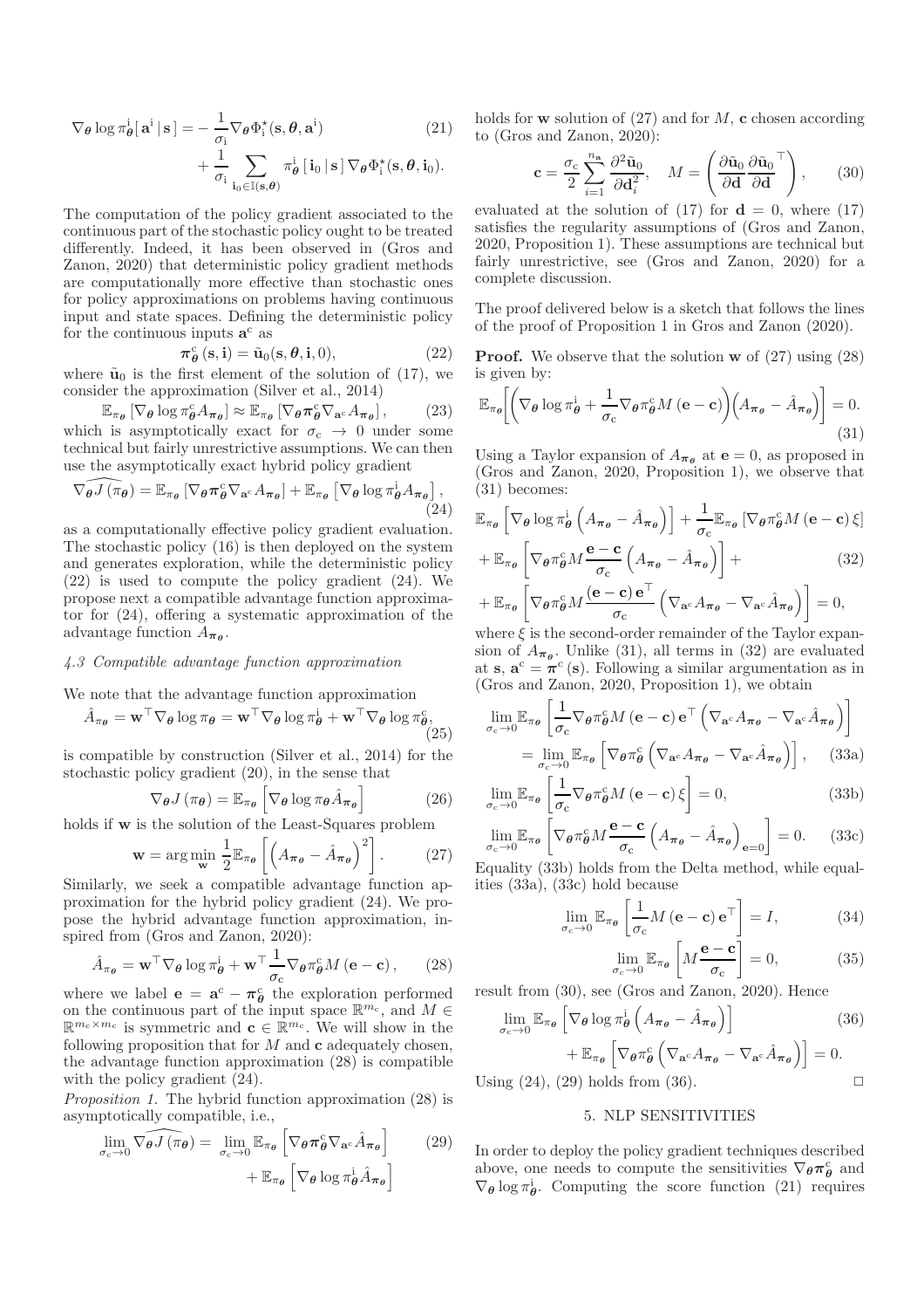$$
\nabla_{\boldsymbol{\theta}} \log \pi^{\mathrm{i}}_{\boldsymbol{\theta}}[\, \mathbf{a}^{\mathrm{i}} \,|\, \mathbf{s} \,] = -\frac{1}{\sigma_{\mathrm{i}}} \nabla_{\boldsymbol{\theta}} \Phi^{\star}_{\mathrm{i}}(\mathbf{s}, \boldsymbol{\theta}, \mathbf{a}^{\mathrm{i}}) + \frac{1}{\sigma_{\mathrm{i}}} \sum_{\mathbf{i}_0 \in \mathbb{I}(\mathbf{s}, \boldsymbol{\theta})} \pi^{\mathrm{i}}_{\boldsymbol{\theta}}[\, \mathbf{i}_0 \,|\, \mathbf{s} \,] \, \nabla_{\boldsymbol{\theta}} \Phi^{\star}_{\mathrm{i}}(\mathbf{s}, \boldsymbol{\theta}, \mathbf{i}_0). \tag{21}
$$

The computation of the policy gradient associated to the continuous part of the stochastic policy ought to be treated differently. Indeed, it has been observed in (Gros and Zanon, 2020) that deterministic policy gradient methods are computationally more effective than stochastic ones for policy approximations on problems having continuous input and state spaces. Defining the deterministic policy for the continuous inputs $\mathbf{a}^{\mathrm{c}}$ as

$$
\boldsymbol{\pi}^{\mathrm{c}}_{\boldsymbol{\theta}}(\mathbf{s}, \mathbf{i}) = \tilde{\mathbf{u}}_0(\mathbf{s}, \boldsymbol{\theta}, \mathbf{i}, 0), \tag{22}
$$

where $\tilde{\mathbf{u}}_0$ is the first element of the solution of (17), we consider the approximation (Silver et al., 2014)

$$
\mathbb{E}_{\pi_{\boldsymbol{\theta}}} \left[ \nabla_{\boldsymbol{\theta}} \log \pi^{\mathrm{c}}_{\boldsymbol{\theta}} A_{\boldsymbol{\pi}_{\boldsymbol{\theta}}} \right] \approx \mathbb{E}_{\pi_{\boldsymbol{\theta}}} \left[ \nabla_{\boldsymbol{\theta}} \boldsymbol{\pi}^{\mathrm{c}}_{\boldsymbol{\theta}} \nabla_{\mathbf{a}^{\mathrm{c}}} A_{\boldsymbol{\pi}_{\boldsymbol{\theta}}} \right], \tag{23}
$$

which is asymptotically exact for $\sigma_{\mathrm{c}} \to 0$ under some technical but fairly unrestrictive assumptions. We can then use the asymptotically exact hybrid policy gradient

$$
\widehat{\nabla_{\boldsymbol{\theta}} J}(\pi_{\boldsymbol{\theta}}) = \mathbb{E}_{\pi_{\boldsymbol{\theta}}} \left[ \nabla_{\boldsymbol{\theta}} \boldsymbol{\pi}^{\mathrm{c}}_{\boldsymbol{\theta}} \nabla_{\mathbf{a}^{\mathrm{c}}} A_{\boldsymbol{\pi}_{\boldsymbol{\theta}}} \right] + \mathbb{E}_{\pi_{\boldsymbol{\theta}}} \left[ \nabla_{\boldsymbol{\theta}} \log \pi^{\mathrm{i}}_{\boldsymbol{\theta}} A_{\boldsymbol{\pi}_{\boldsymbol{\theta}}} \right], \tag{24}
$$

as a computationally effective policy gradient evaluation. The stochastic policy (16) is then deployed on the system and generates exploration, while the deterministic policy (22) is used to compute the policy gradient (24). We propose next a compatible advantage function approximator for (24), offering a systematic approximation of the advantage function $A_{\boldsymbol{\pi}_{\boldsymbol{\theta}}}$.

### 4.3 Compatible advantage function approximation

We note that the advantage function approximation

$$
\hat{A}_{\boldsymbol{\pi}_{\boldsymbol{\theta}}} = \mathbf{w}^{\top} \nabla_{\boldsymbol{\theta}} \log \pi_{\boldsymbol{\theta}} = \mathbf{w}^{\top} \nabla_{\boldsymbol{\theta}} \log \pi^{\mathrm{i}}_{\boldsymbol{\theta}} + \mathbf{w}^{\top} \nabla_{\boldsymbol{\theta}} \log \pi^{\mathrm{c}}_{\boldsymbol{\theta}}, \tag{25}
$$

is compatible by construction (Silver et al., 2014) for the stochastic policy gradient (20), in the sense that

$$
\nabla_{\boldsymbol{\theta}} J(\pi_{\boldsymbol{\theta}}) = \mathbb{E}_{\pi_{\boldsymbol{\theta}}} \left[ \nabla_{\boldsymbol{\theta}} \log \pi_{\boldsymbol{\theta}} \hat{A}_{\boldsymbol{\pi}_{\boldsymbol{\theta}}} \right] \tag{26}
$$

holds if $\mathbf{w}$ is the solution of the Least-Squares problem

$$
\mathbf{w} = \arg\min_{\mathbf{w}} \frac{1}{2} \mathbb{E}_{\pi_{\boldsymbol{\theta}}} \left[ \left( A_{\boldsymbol{\pi}_{\boldsymbol{\theta}}} - \hat{A}_{\boldsymbol{\pi}_{\boldsymbol{\theta}}} \right)^2 \right]. \tag{27}
$$

Similarly, we seek a compatible advantage function approximation for the hybrid policy gradient (24). We propose the hybrid advantage function approximation, inspired from (Gros and Zanon, 2020):

$$
\hat{A}_{\boldsymbol{\pi}_{\boldsymbol{\theta}}} = \mathbf{w}^{\top} \nabla_{\boldsymbol{\theta}} \log \pi^{\mathrm{i}}_{\boldsymbol{\theta}} + \mathbf{w}^{\top} \frac{1}{\sigma_{\mathrm{c}}} \nabla_{\boldsymbol{\theta}} \pi^{\mathrm{c}}_{\boldsymbol{\theta}} M (\mathbf{e} - \mathbf{c}), \tag{28}
$$

where we label $\mathbf{e} = \mathbf{a}^{\mathrm{c}} - \boldsymbol{\pi}^{\mathrm{c}}_{\boldsymbol{\theta}}$ the exploration performed on the continuous part of the input space $\mathbb{R}^{m_{\mathrm{c}}}$, and $M \in \mathbb{R}^{m_{\mathrm{c}} \times m_{\mathrm{c}}}$ is symmetric and $\mathbf{c} \in \mathbb{R}^{m_{\mathrm{c}}}$. We will show in the following proposition that for $M$ and $\mathbf{c}$ adequately chosen, the advantage function approximation (28) is compatible with the policy gradient (24).

*Proposition 1.* The hybrid function approximation (28) is asymptotically compatible, i.e.,

$$
\lim_{\sigma_{\mathrm{c}} \to 0} \widehat{\nabla_{\boldsymbol{\theta}} J}(\pi_{\boldsymbol{\theta}}) = \lim_{\sigma_{\mathrm{c}} \to 0} \mathbb{E}_{\pi_{\boldsymbol{\theta}}} \left[ \nabla_{\boldsymbol{\theta}} \boldsymbol{\pi}^{\mathrm{c}}_{\boldsymbol{\theta}} \nabla_{\mathbf{a}^{\mathrm{c}}} \hat{A}_{\boldsymbol{\pi}_{\boldsymbol{\theta}}} \right] + \mathbb{E}_{\pi_{\boldsymbol{\theta}}} \left[ \nabla_{\boldsymbol{\theta}} \log \pi^{\mathrm{i}}_{\boldsymbol{\theta}} \hat{A}_{\boldsymbol{\pi}_{\boldsymbol{\theta}}} \right] \tag{29}
$$

holds for $\mathbf{w}$ solution of (27) and for $M$, $\mathbf{c}$ chosen according to (Gros and Zanon, 2020):

$$
\mathbf{c} = \frac{\sigma_{\mathrm{c}}}{2} \sum_{i=1}^{n_{\mathbf{a}}} \frac{\partial^2 \tilde{\mathbf{u}}_0}{\partial \mathbf{d}_i^2}, \quad M = \left( \frac{\partial \tilde{\mathbf{u}}_0}{\partial \mathbf{d}} \frac{\partial \tilde{\mathbf{u}}_0}{\partial \mathbf{d}}^{\top} \right), \tag{30}
$$

evaluated at the solution of (17) for $\mathbf{d} = 0$, where (17) satisfies the regularity assumptions of (Gros and Zanon, 2020, Proposition 1). These assumptions are technical but fairly unrestrictive, see (Gros and Zanon, 2020) for a complete discussion.

The proof delivered below is a sketch that follows the lines of the proof of Proposition 1 in Gros and Zanon (2020).

**Proof.** We observe that the solution $\mathbf{w}$ of (27) using (28) is given by:

$$
\mathbb{E}_{\pi_{\boldsymbol{\theta}}} \left[ \left( \nabla_{\boldsymbol{\theta}} \log \pi^{\mathrm{i}}_{\boldsymbol{\theta}} + \frac{1}{\sigma_{\mathrm{c}}} \nabla_{\boldsymbol{\theta}} \pi^{\mathrm{c}}_{\boldsymbol{\theta}} M (\mathbf{e} - \mathbf{c}) \right) \left( A_{\boldsymbol{\pi}_{\boldsymbol{\theta}}} - \hat{A}_{\boldsymbol{\pi}_{\boldsymbol{\theta}}} \right) \right] = 0. \tag{31}
$$

Using a Taylor expansion of $A_{\boldsymbol{\pi}_{\boldsymbol{\theta}}}$ at $\mathbf{e} = 0$, as proposed in (Gros and Zanon, 2020, Proposition 1), we observe that (31) becomes:

$$
\begin{aligned}
&\mathbb{E}_{\pi_{\boldsymbol{\theta}}} \left[ \nabla_{\boldsymbol{\theta}} \log \pi^{\mathrm{i}}_{\boldsymbol{\theta}} \left( A_{\boldsymbol{\pi}_{\boldsymbol{\theta}}} - \hat{A}_{\boldsymbol{\pi}_{\boldsymbol{\theta}}} \right) \right] + \frac{1}{\sigma_{\mathrm{c}}} \mathbb{E}_{\pi_{\boldsymbol{\theta}}} \left[ \nabla_{\boldsymbol{\theta}} \pi^{\mathrm{c}}_{\boldsymbol{\theta}} M (\mathbf{e} - \mathbf{c}) \, \xi \right] \\
&+ \mathbb{E}_{\pi_{\boldsymbol{\theta}}} \left[ \nabla_{\boldsymbol{\theta}} \pi^{\mathrm{c}}_{\boldsymbol{\theta}} M \frac{\mathbf{e} - \mathbf{c}}{\sigma_{\mathrm{c}}} \left( A_{\boldsymbol{\pi}_{\boldsymbol{\theta}}} - \hat{A}_{\boldsymbol{\pi}_{\boldsymbol{\theta}}} \right) \right] + \\
&+ \mathbb{E}_{\pi_{\boldsymbol{\theta}}} \left[ \nabla_{\boldsymbol{\theta}} \pi^{\mathrm{c}}_{\boldsymbol{\theta}} M \frac{(\mathbf{e} - \mathbf{c}) \, \mathbf{e}^{\top}}{\sigma_{\mathrm{c}}} \left( \nabla_{\mathbf{a}^{\mathrm{c}}} A_{\boldsymbol{\pi}_{\boldsymbol{\theta}}} - \nabla_{\mathbf{a}^{\mathrm{c}}} \hat{A}_{\boldsymbol{\pi}_{\boldsymbol{\theta}}} \right) \right] = 0,
\end{aligned} \tag{32}
$$

where $\xi$ is the second-order remainder of the Taylor expansion of $A_{\boldsymbol{\pi}_{\boldsymbol{\theta}}}$. Unlike (31), all terms in (32) are evaluated at $\mathbf{s}$, $\mathbf{a}^{\mathrm{c}} = \boldsymbol{\pi}^{\mathrm{c}}(\mathbf{s})$. Following a similar argumentation as in (Gros and Zanon, 2020, Proposition 1), we obtain

$$
\begin{aligned}
&\lim_{\sigma_{\mathrm{c}} \to 0} \mathbb{E}_{\pi_{\boldsymbol{\theta}}} \left[ \frac{1}{\sigma_{\mathrm{c}}} \nabla_{\boldsymbol{\theta}} \pi^{\mathrm{c}}_{\boldsymbol{\theta}} M (\mathbf{e} - \mathbf{c}) \, \mathbf{e}^{\top} \left( \nabla_{\mathbf{a}^{\mathrm{c}}} A_{\boldsymbol{\pi}_{\boldsymbol{\theta}}} - \nabla_{\mathbf{a}^{\mathrm{c}}} \hat{A}_{\boldsymbol{\pi}_{\boldsymbol{\theta}}} \right) \right] \\
&\quad = \lim_{\sigma_{\mathrm{c}} \to 0} \mathbb{E}_{\pi_{\boldsymbol{\theta}}} \left[ \nabla_{\boldsymbol{\theta}} \pi^{\mathrm{c}}_{\boldsymbol{\theta}} \left( \nabla_{\mathbf{a}^{\mathrm{c}}} A_{\boldsymbol{\pi}_{\boldsymbol{\theta}}} - \nabla_{\mathbf{a}^{\mathrm{c}}} \hat{A}_{\boldsymbol{\pi}_{\boldsymbol{\theta}}} \right) \right],
\end{aligned} \tag{33a}
$$

$$
\lim_{\sigma_{\mathrm{c}} \to 0} \mathbb{E}_{\pi_{\boldsymbol{\theta}}} \left[ \frac{1}{\sigma_{\mathrm{c}}} \nabla_{\boldsymbol{\theta}} \pi^{\mathrm{c}}_{\boldsymbol{\theta}} M (\mathbf{e} - \mathbf{c}) \, \xi \right] = 0, \tag{33b}
$$

$$
\lim_{\sigma_{\mathrm{c}} \to 0} \mathbb{E}_{\pi_{\boldsymbol{\theta}}} \left[ \nabla_{\boldsymbol{\theta}} \pi^{\mathrm{c}}_{\boldsymbol{\theta}} M \frac{\mathbf{e} - \mathbf{c}}{\sigma_{\mathrm{c}}} \left( A_{\boldsymbol{\pi}_{\boldsymbol{\theta}}} - \hat{A}_{\boldsymbol{\pi}_{\boldsymbol{\theta}}} \right)_{\mathbf{e}=0} \right] = 0. \tag{33c}
$$

Equality (33b) holds from the Delta method, while equalities (33a), (33c) hold because

$$
\lim_{\sigma_{\mathrm{c}} \to 0} \mathbb{E}_{\pi_{\boldsymbol{\theta}}} \left[ \frac{1}{\sigma_{\mathrm{c}}} M (\mathbf{e} - \mathbf{c}) \, \mathbf{e}^{\top} \right] = I, \tag{34}
$$

$$
\lim_{\sigma_{\mathrm{c}} \to 0} \mathbb{E}_{\pi_{\boldsymbol{\theta}}} \left[ M \frac{\mathbf{e} - \mathbf{c}}{\sigma_{\mathrm{c}}} \right] = 0, \tag{35}
$$

result from (30), see (Gros and Zanon, 2020). Hence

$$
\lim_{\sigma_{\mathrm{c}} \to 0} \mathbb{E}_{\pi_{\boldsymbol{\theta}}} \left[ \nabla_{\boldsymbol{\theta}} \log \pi^{\mathrm{i}}_{\boldsymbol{\theta}} \left( A_{\boldsymbol{\pi}_{\boldsymbol{\theta}}} - \hat{A}_{\boldsymbol{\pi}_{\boldsymbol{\theta}}} \right) \right] + \mathbb{E}_{\pi_{\boldsymbol{\theta}}} \left[ \nabla_{\boldsymbol{\theta}} \pi^{\mathrm{c}}_{\boldsymbol{\theta}} \left( \nabla_{\mathbf{a}^{\mathrm{c}}} A_{\boldsymbol{\pi}_{\boldsymbol{\theta}}} - \nabla_{\mathbf{a}^{\mathrm{c}}} \hat{A}_{\boldsymbol{\pi}_{\boldsymbol{\theta}}} \right) \right] = 0. \tag{36}
$$

Using (24), (29) holds from (36). $\square$

## 5. NLP SENSITIVITIES

In order to deploy the policy gradient techniques described above, one needs to compute the sensitivities $\nabla_{\boldsymbol{\theta}} \boldsymbol{\pi}^{\mathrm{c}}_{\boldsymbol{\theta}}$ and $\nabla_{\boldsymbol{\theta}} \log \pi^{\mathrm{i}}_{\boldsymbol{\theta}}$. Computing the score function (21) requires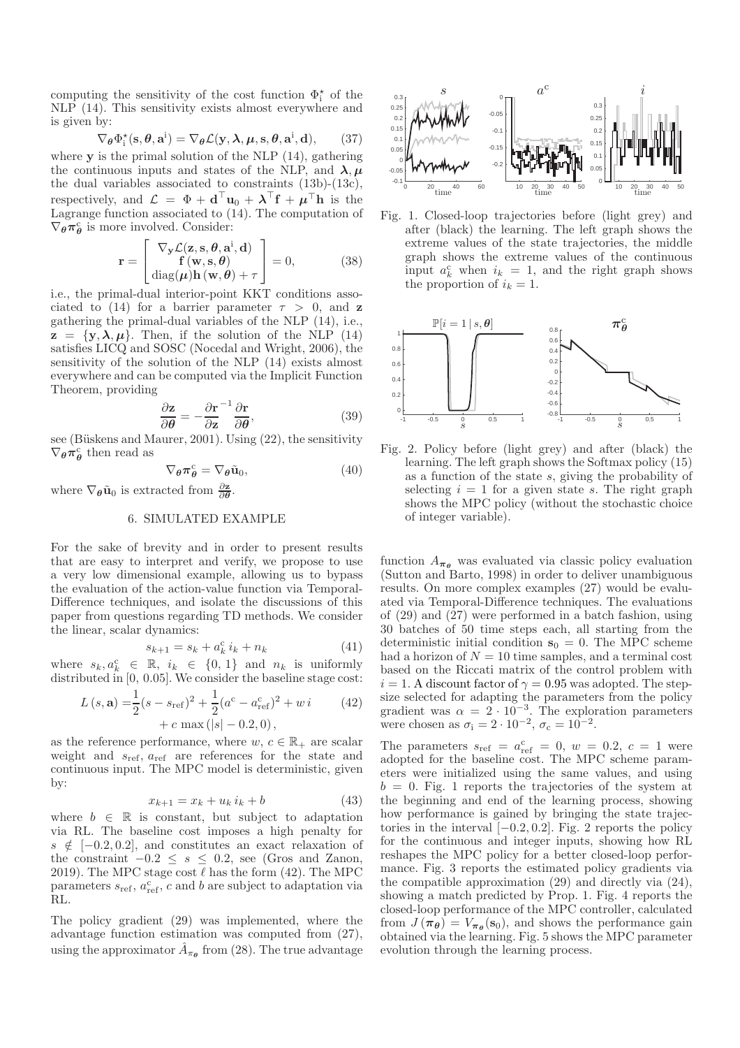computing the sensitivity of the cost function $\Phi_{\mathrm{i}}^{\star}$ of the NLP (14). This sensitivity exists almost everywhere and is given by:

$$\nabla_{\boldsymbol{\theta}}\Phi_{\mathrm{i}}^{\star}(\mathbf{s},\boldsymbol{\theta},\mathbf{a}^{\mathrm{i}}) = \nabla_{\boldsymbol{\theta}}\mathcal{L}(\mathbf{y},\boldsymbol{\lambda},\boldsymbol{\mu},\mathbf{s},\boldsymbol{\theta},\mathbf{a}^{\mathrm{i}},\mathbf{d}), \tag{37}$$

where $\mathbf{y}$ is the primal solution of the NLP (14), gathering the continuous inputs and states of the NLP, and $\boldsymbol{\lambda},\boldsymbol{\mu}$ the dual variables associated to constraints (13b)-(13c), respectively, and $\mathcal{L} = \Phi + \mathbf{d}^{\top}\mathbf{u}_0 + \boldsymbol{\lambda}^{\top}\mathbf{f} + \boldsymbol{\mu}^{\top}\mathbf{h}$ is the Lagrange function associated to (14). The computation of $\nabla_{\boldsymbol{\theta}}\boldsymbol{\pi}_{\boldsymbol{\theta}}^{\mathrm{c}}$ is more involved. Consider:

$$\mathbf{r} = \begin{bmatrix} \nabla_{\mathbf{y}}\mathcal{L}(\mathbf{z},\mathbf{s},\boldsymbol{\theta},\mathbf{a}^{\mathrm{i}},\mathbf{d}) \\ \mathbf{f}(\mathbf{w},\mathbf{s},\boldsymbol{\theta}) \\ \mathrm{diag}(\boldsymbol{\mu})\mathbf{h}(\mathbf{w},\boldsymbol{\theta}) + \tau \end{bmatrix} = 0, \tag{38}$$

i.e., the primal-dual interior-point KKT conditions associated to (14) for a barrier parameter $\tau > 0$, and $\mathbf{z}$ gathering the primal-dual variables of the NLP (14), i.e., $\mathbf{z} = \{\mathbf{y},\boldsymbol{\lambda},\boldsymbol{\mu}\}$. Then, if the solution of the NLP (14) satisfies LICQ and SOSC (Nocedal and Wright, 2006), the sensitivity of the solution of the NLP (14) exists almost everywhere and can be computed via the Implicit Function Theorem, providing

$$\frac{\partial \mathbf{z}}{\partial \boldsymbol{\theta}} = -\frac{\partial \mathbf{r}}{\partial \mathbf{z}}^{-1}\frac{\partial \mathbf{r}}{\partial \boldsymbol{\theta}}, \tag{39}$$

see (Büskens and Maurer, 2001). Using (22), the sensitivity $\nabla_{\boldsymbol{\theta}}\boldsymbol{\pi}_{\boldsymbol{\theta}}^{\mathrm{c}}$ then read as

$$\nabla_{\boldsymbol{\theta}}\boldsymbol{\pi}_{\boldsymbol{\theta}}^{\mathrm{c}} = \nabla_{\boldsymbol{\theta}}\tilde{\mathbf{u}}_0, \tag{40}$$

where $\nabla_{\boldsymbol{\theta}}\tilde{\mathbf{u}}_0$ is extracted from $\frac{\partial \mathbf{z}}{\partial \boldsymbol{\theta}}$.

## 6. SIMULATED EXAMPLE

For the sake of brevity and in order to present results that are easy to interpret and verify, we propose to use a very low dimensional example, allowing us to bypass the evaluation of the action-value function via Temporal-Difference techniques, and isolate the discussions of this paper from questions regarding TD methods. We consider the linear, scalar dynamics:

$$s_{k+1} = s_k + a_k^{\mathrm{c}}\, i_k + n_k \tag{41}$$

where $s_k, a_k^{\mathrm{c}} \in \mathbb{R}$, $i_k \in \{0,1\}$ and $n_k$ is uniformly distributed in $[0,\, 0.05]$. We consider the baseline stage cost:

$$\begin{aligned} L\,(s,\mathbf{a}) =& \frac{1}{2}(s - s_{\mathrm{ref}})^2 + \frac{1}{2}(a^{\mathrm{c}} - a_{\mathrm{ref}}^{\mathrm{c}})^2 + w\, i \\ &+ c\, \max\left(|s| - 0.2, 0\right), \end{aligned} \tag{42}$$

as the reference performance, where $w,\, c \in \mathbb{R}_+$ are scalar weight and $s_{\mathrm{ref}}$, $a_{\mathrm{ref}}$ are references for the state and continuous input. The MPC model is deterministic, given by:

$$x_{k+1} = x_k + u_k\, i_k + b \tag{43}$$

where $b \in \mathbb{R}$ is constant, but subject to adaptation via RL. The baseline cost imposes a high penalty for $s \notin [-0.2, 0.2]$, and constitutes an exact relaxation of the constraint $-0.2 \le s \le 0.2$, see (Gros and Zanon, 2019). The MPC stage cost $\ell$ has the form (42). The MPC parameters $s_{\mathrm{ref}}$, $a_{\mathrm{ref}}^{\mathrm{c}}$, $c$ and $b$ are subject to adaptation via RL.

The policy gradient (29) was implemented, where the advantage function estimation was computed from (27), using the approximator $\hat{A}_{\boldsymbol{\pi}_{\boldsymbol{\theta}}}$ from (28). The true advantage function $A_{\boldsymbol{\pi}_{\boldsymbol{\theta}}}$ was evaluated via classic policy evaluation (Sutton and Barto, 1998) in order to deliver unambiguous results. On more complex examples (27) would be evaluated via Temporal-Difference techniques. The evaluations of (29) and (27) were performed in a batch fashion, using 30 batches of 50 time steps each, all starting from the deterministic initial condition $\mathbf{s}_0 = 0$. The MPC scheme had a horizon of $N = 10$ time samples, and a terminal cost based on the Riccati matrix of the control problem with $i = 1$. A discount factor of $\gamma = 0.95$ was adopted. The step-size selected for adapting the parameters from the policy gradient was $\alpha = 2 \cdot 10^{-3}$. The exploration parameters were chosen as $\sigma_{\mathrm{i}} = 2 \cdot 10^{-2}$, $\sigma_{\mathrm{c}} = 10^{-2}$.

The parameters $s_{\mathrm{ref}} = a_{\mathrm{ref}}^{\mathrm{c}} = 0$, $w = 0.2$, $c = 1$ were adopted for the baseline cost. The MPC scheme parameters were initialized using the same values, and using $b = 0$. Fig. 1 reports the trajectories of the system at the beginning and end of the learning process, showing how performance is gained by bringing the state trajectories in the interval $[-0.2, 0.2]$. Fig. 2 reports the policy for the continuous and integer inputs, showing how RL reshapes the MPC policy for a better closed-loop performance. Fig. 3 reports the estimated policy gradients via the compatible approximation (29) and directly via (24), showing a match predicted by Prop. 1. Fig. 4 reports the closed-loop performance of the MPC controller, calculated from $J(\boldsymbol{\pi}_{\boldsymbol{\theta}}) = V_{\boldsymbol{\pi}_{\boldsymbol{\theta}}}(\mathbf{s}_0)$, and shows the performance gain obtained via the learning. Fig. 5 shows the MPC parameter evolution through the learning process.

Fig. 1. Closed-loop trajectories before (light grey) and after (black) the learning. The left graph shows the extreme values of the state trajectories, the middle graph shows the extreme values of the continuous input $a_k^{\mathrm{c}}$ when $i_k = 1$, and the right graph shows the proportion of $i_k = 1$.

Fig. 2. Policy before (light grey) and after (black) the learning. The left graph shows the Softmax policy (15) as a function of the state $s$, giving the probability of selecting $i = 1$ for a given state $s$. The right graph shows the MPC policy (without the stochastic choice of integer variable).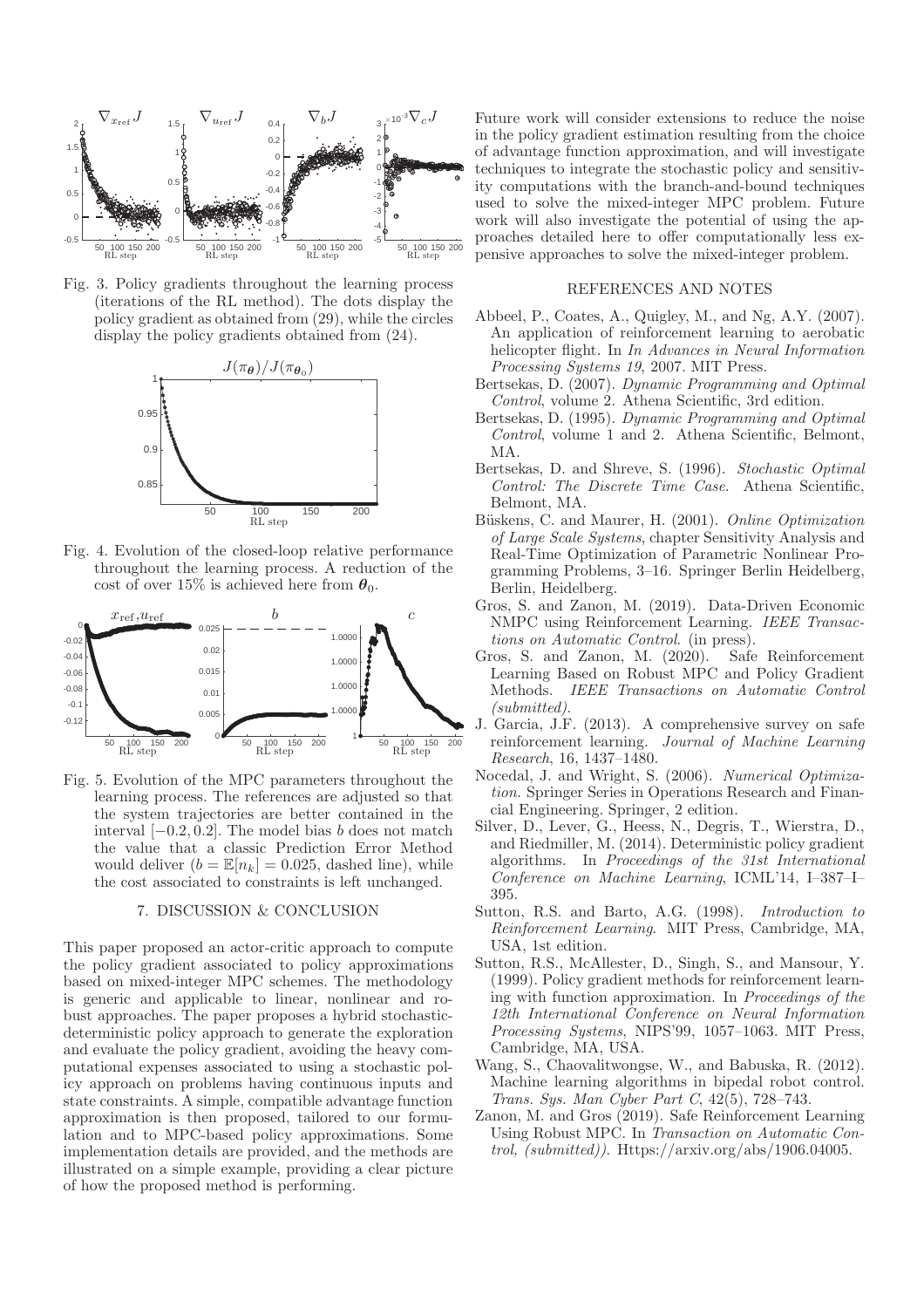$\nabla_{x_{\mathrm{ref}}} J$

2
1.5
1
0.5
0
-0.5
50 100 150 200
RL step

$\nabla_{u_{\mathrm{ref}}} J$

1.5
1
0.5
0
-0.5
50 100 150 200
RL step

$\nabla_b J$

0.4
0.2
0
-0.2
-0.4
-0.6
-0.8
-1
50 100 150 200
RL step

$\times 10^{-3} \nabla_c J$

3
2
1
0
-1
-2
-3
-4
-5
50 100 150 200
RL step

Fig. 3. Policy gradients throughout the learning process (iterations of the RL method). The dots display the policy gradient as obtained from (29), while the circles display the policy gradients obtained from (24).

$J(\pi_{\boldsymbol{\theta}})/J(\pi_{\boldsymbol{\theta}_0})$

1
0.95
0.9
0.85
50 100 150 200
RL step

Fig. 4. Evolution of the closed-loop relative performance throughout the learning process. A reduction of the cost of over 15% is achieved here from $\boldsymbol{\theta}_0$.

$x_{\mathrm{ref}}, u_{\mathrm{ref}}$

0
-0.02
-0.04
-0.06
-0.08
-0.1
-0.12
50 100 150 200
RL step

$b$

0.025
0.02
0.015
0.01
0.005
0
50 100 150 200
RL step

$c$

1.0000
1.0000
1.0000
1.0000
1
50 100 150 200
RL step

Fig. 5. Evolution of the MPC parameters throughout the learning process. The references are adjusted so that the system trajectories are better contained in the interval $[-0.2, 0.2]$. The model bias $b$ does not match the value that a classic Prediction Error Method would deliver ($b = \mathbb{E}[n_k] = 0.025$, dashed line), while the cost associated to constraints is left unchanged.

## 7. DISCUSSION & CONCLUSION

This paper proposed an actor-critic approach to compute the policy gradient associated to policy approximations based on mixed-integer MPC schemes. The methodology is generic and applicable to linear, nonlinear and robust approaches. The paper proposes a hybrid stochastic-deterministic policy approach to generate the exploration and evaluate the policy gradient, avoiding the heavy computational expenses associated to using a stochastic policy approach on problems having continuous inputs and state constraints. A simple, compatible advantage function approximation is then proposed, tailored to our formulation and to MPC-based policy approximations. Some implementation details are provided, and the methods are illustrated on a simple example, providing a clear picture of how the proposed method is performing.

Future work will consider extensions to reduce the noise in the policy gradient estimation resulting from the choice of advantage function approximation, and will investigate techniques to integrate the stochastic policy and sensitivity computations with the branch-and-bound techniques used to solve the mixed-integer MPC problem. Future work will also investigate the potential of using the approaches detailed here to offer computationally less expensive approaches to solve the mixed-integer problem.

## REFERENCES AND NOTES

Abbeel, P., Coates, A., Quigley, M., and Ng, A.Y. (2007). An application of reinforcement learning to aerobatic helicopter flight. In *In Advances in Neural Information Processing Systems 19*, 2007. MIT Press.

Bertsekas, D. (2007). *Dynamic Programming and Optimal Control*, volume 2. Athena Scientific, 3rd edition.

Bertsekas, D. (1995). *Dynamic Programming and Optimal Control*, volume 1 and 2. Athena Scientific, Belmont, MA.

Bertsekas, D. and Shreve, S. (1996). *Stochastic Optimal Control: The Discrete Time Case*. Athena Scientific, Belmont, MA.

Büskens, C. and Maurer, H. (2001). *Online Optimization of Large Scale Systems*, chapter Sensitivity Analysis and Real-Time Optimization of Parametric Nonlinear Programming Problems, 3–16. Springer Berlin Heidelberg, Berlin, Heidelberg.

Gros, S. and Zanon, M. (2019). Data-Driven Economic NMPC using Reinforcement Learning. *IEEE Transactions on Automatic Control*. (in press).

Gros, S. and Zanon, M. (2020). Safe Reinforcement Learning Based on Robust MPC and Policy Gradient Methods. *IEEE Transactions on Automatic Control (submitted)*.

J. Garcia, J.F. (2013). A comprehensive survey on safe reinforcement learning. *Journal of Machine Learning Research*, 16, 1437–1480.

Nocedal, J. and Wright, S. (2006). *Numerical Optimization*. Springer Series in Operations Research and Financial Engineering. Springer, 2 edition.

Silver, D., Lever, G., Heess, N., Degris, T., Wierstra, D., and Riedmiller, M. (2014). Deterministic policy gradient algorithms. In *Proceedings of the 31st International Conference on Machine Learning*, ICML'14, I–387–I–395.

Sutton, R.S. and Barto, A.G. (1998). *Introduction to Reinforcement Learning*. MIT Press, Cambridge, MA, USA, 1st edition.

Sutton, R.S., McAllester, D., Singh, S., and Mansour, Y. (1999). Policy gradient methods for reinforcement learning with function approximation. In *Proceedings of the 12th International Conference on Neural Information Processing Systems*, NIPS'99, 1057–1063. MIT Press, Cambridge, MA, USA.

Wang, S., Chaovalitwongse, W., and Babuska, R. (2012). Machine learning algorithms in bipedal robot control. *Trans. Sys. Man Cyber Part C*, 42(5), 728–743.

Zanon, M. and Gros (2019). Safe Reinforcement Learning Using Robust MPC. In *Transaction on Automatic Control, (submitted))*. Https://arxiv.org/abs/1906.04005.